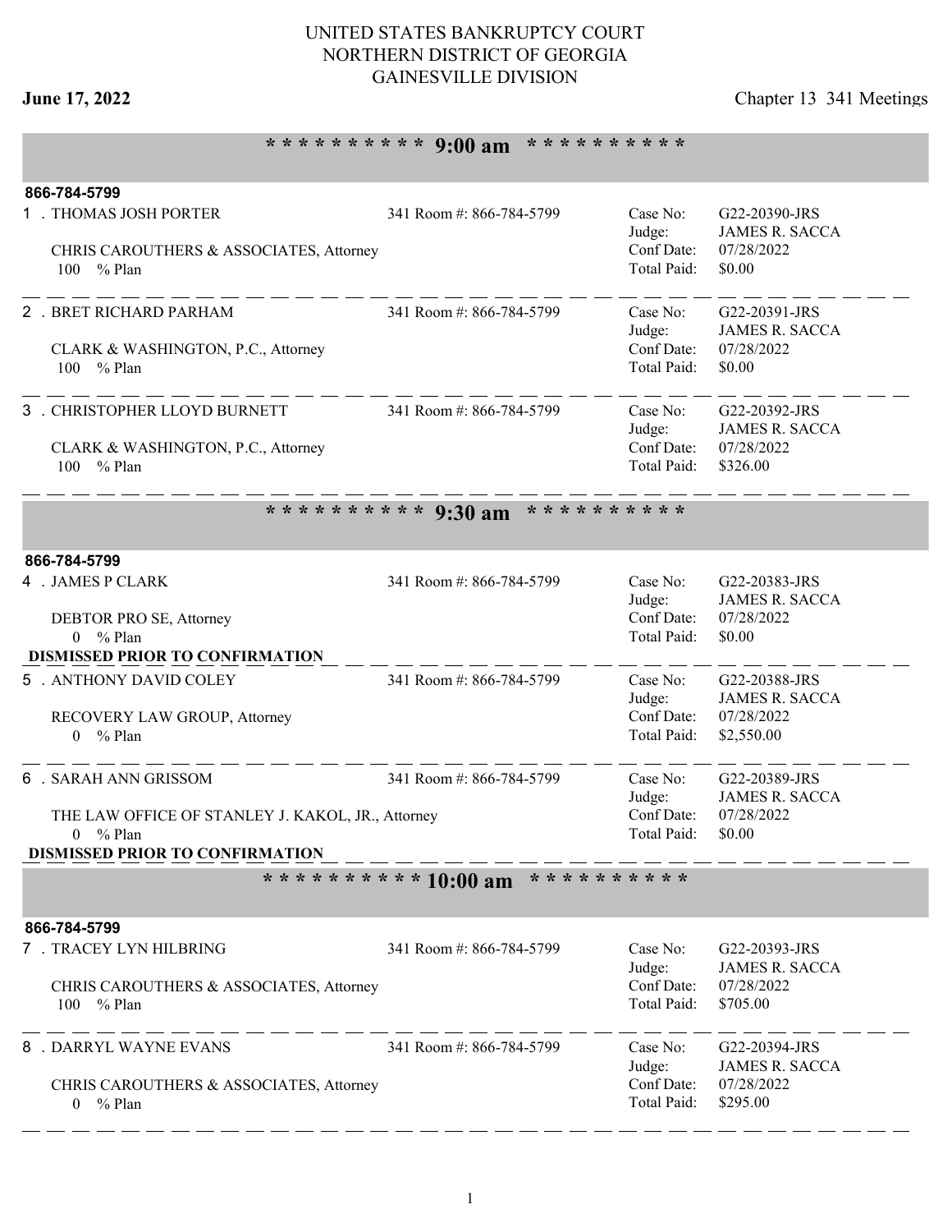# UNITED STATES BANKRUPTCY COURT
## NORTHERN DISTRICT OF GEORGIA
## GAINESVILLE DIVISION

**June 17, 2022** — Chapter 13 341 Meetings

### ********** 9:00 am **********

**866-784-5799**

1 . THOMAS JOSH PORTER — 341 Room #: 866-784-5799

CHRIS CAROUTHERS & ASSOCIATES, Attorney
100 % Plan

Case No: G22-20390-JRS
Judge: JAMES R. SACCA
Conf Date: 07/28/2022
Total Paid: $0.00

---

2 . BRET RICHARD PARHAM — 341 Room #: 866-784-5799

CLARK & WASHINGTON, P.C., Attorney
100 % Plan

Case No: G22-20391-JRS
Judge: JAMES R. SACCA
Conf Date: 07/28/2022
Total Paid: $0.00

---

3 . CHRISTOPHER LLOYD BURNETT — 341 Room #: 866-784-5799

CLARK & WASHINGTON, P.C., Attorney
100 % Plan

Case No: G22-20392-JRS
Judge: JAMES R. SACCA
Conf Date: 07/28/2022
Total Paid: $326.00

---

### ********** 9:30 am **********

**866-784-5799**

4 . JAMES P CLARK — 341 Room #: 866-784-5799

DEBTOR PRO SE, Attorney
0 % Plan

Case No: G22-20383-JRS
Judge: JAMES R. SACCA
Conf Date: 07/28/2022
Total Paid: $0.00

**DISMISSED PRIOR TO CONFIRMATION**

---

5 . ANTHONY DAVID COLEY — 341 Room #: 866-784-5799

RECOVERY LAW GROUP, Attorney
0 % Plan

Case No: G22-20388-JRS
Judge: JAMES R. SACCA
Conf Date: 07/28/2022
Total Paid: $2,550.00

---

6 . SARAH ANN GRISSOM — 341 Room #: 866-784-5799

THE LAW OFFICE OF STANLEY J. KAKOL, JR., Attorney
0 % Plan

Case No: G22-20389-JRS
Judge: JAMES R. SACCA
Conf Date: 07/28/2022
Total Paid: $0.00

**DISMISSED PRIOR TO CONFIRMATION**

---

### ********** 10:00 am **********

**866-784-5799**

7 . TRACEY LYN HILBRING — 341 Room #: 866-784-5799

CHRIS CAROUTHERS & ASSOCIATES, Attorney
100 % Plan

Case No: G22-20393-JRS
Judge: JAMES R. SACCA
Conf Date: 07/28/2022
Total Paid: $705.00

---

8 . DARRYL WAYNE EVANS — 341 Room #: 866-784-5799

CHRIS CAROUTHERS & ASSOCIATES, Attorney
0 % Plan

Case No: G22-20394-JRS
Judge: JAMES R. SACCA
Conf Date: 07/28/2022
Total Paid: $295.00

---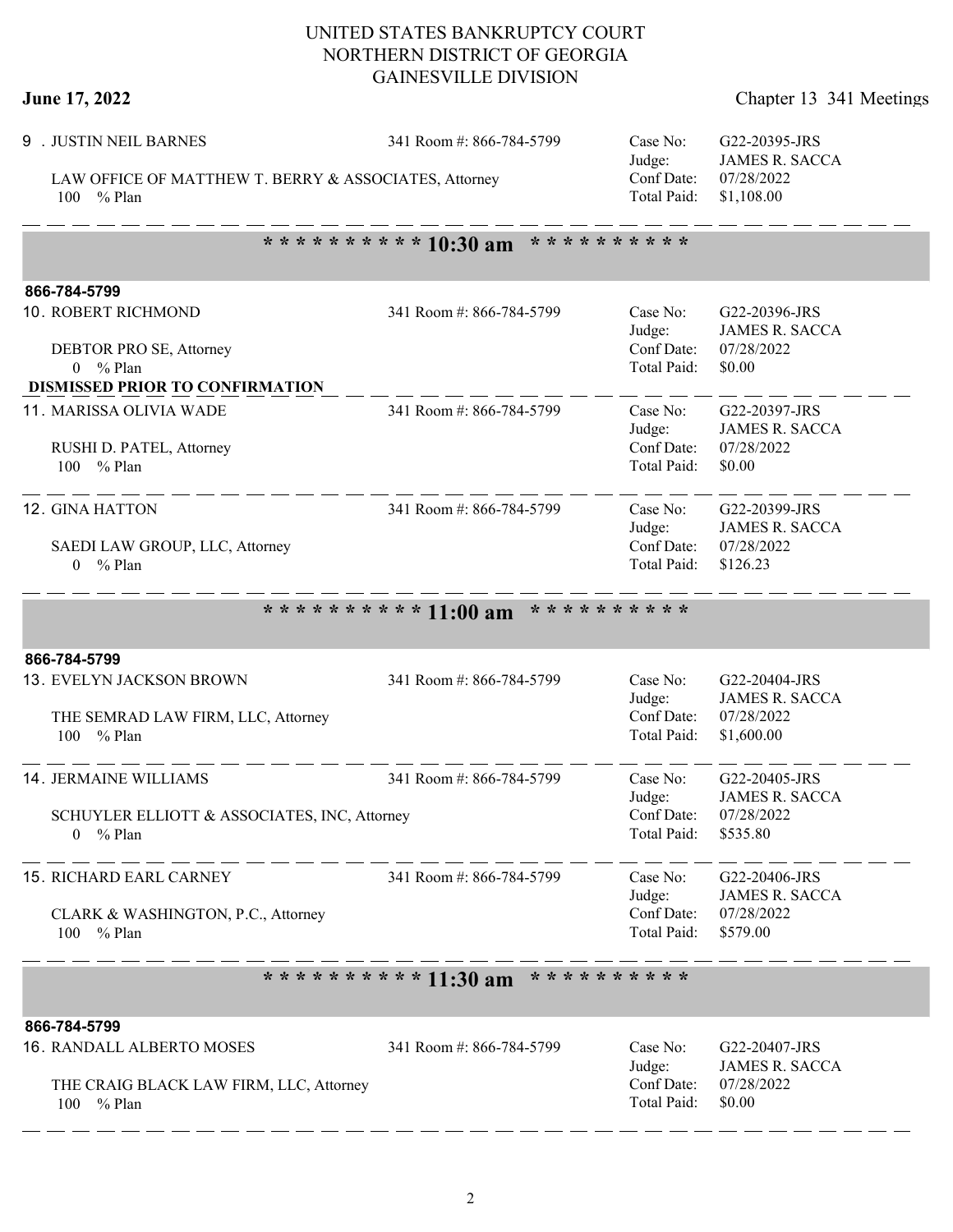UNITED STATES BANKRUPTCY COURT
NORTHERN DISTRICT OF GEORGIA
GAINESVILLE DIVISION

**June 17, 2022** Chapter 13 341 Meetings

9 . JUSTIN NEIL BARNES — 341 Room #: 866-784-5799

LAW OFFICE OF MATTHEW T. BERRY & ASSOCIATES, Attorney
100 % Plan

Case No: G22-20395-JRS
Judge: JAMES R. SACCA
Conf Date: 07/28/2022
Total Paid: $1,108.00

## * * * * * * * * * * 10:30 am * * * * * * * * * *

**866-784-5799**

10. ROBERT RICHMOND — 341 Room #: 866-784-5799

DEBTOR PRO SE, Attorney
0 % Plan

Case No: G22-20396-JRS
Judge: JAMES R. SACCA
Conf Date: 07/28/2022
Total Paid: $0.00

**DISMISSED PRIOR TO CONFIRMATION**

11. MARISSA OLIVIA WADE — 341 Room #: 866-784-5799

RUSHI D. PATEL, Attorney
100 % Plan

Case No: G22-20397-JRS
Judge: JAMES R. SACCA
Conf Date: 07/28/2022
Total Paid: $0.00

12. GINA HATTON — 341 Room #: 866-784-5799

SAEDI LAW GROUP, LLC, Attorney
0 % Plan

Case No: G22-20399-JRS
Judge: JAMES R. SACCA
Conf Date: 07/28/2022
Total Paid: $126.23

## * * * * * * * * * * 11:00 am * * * * * * * * * *

**866-784-5799**

13. EVELYN JACKSON BROWN — 341 Room #: 866-784-5799

THE SEMRAD LAW FIRM, LLC, Attorney
100 % Plan

Case No: G22-20404-JRS
Judge: JAMES R. SACCA
Conf Date: 07/28/2022
Total Paid: $1,600.00

14. JERMAINE WILLIAMS — 341 Room #: 866-784-5799

SCHUYLER ELLIOTT & ASSOCIATES, INC, Attorney
0 % Plan

Case No: G22-20405-JRS
Judge: JAMES R. SACCA
Conf Date: 07/28/2022
Total Paid: $535.80

15. RICHARD EARL CARNEY — 341 Room #: 866-784-5799

CLARK & WASHINGTON, P.C., Attorney
100 % Plan

Case No: G22-20406-JRS
Judge: JAMES R. SACCA
Conf Date: 07/28/2022
Total Paid: $579.00

## * * * * * * * * * * 11:30 am * * * * * * * * * *

**866-784-5799**

16. RANDALL ALBERTO MOSES — 341 Room #: 866-784-5799

THE CRAIG BLACK LAW FIRM, LLC, Attorney
100 % Plan

Case No: G22-20407-JRS
Judge: JAMES R. SACCA
Conf Date: 07/28/2022
Total Paid: $0.00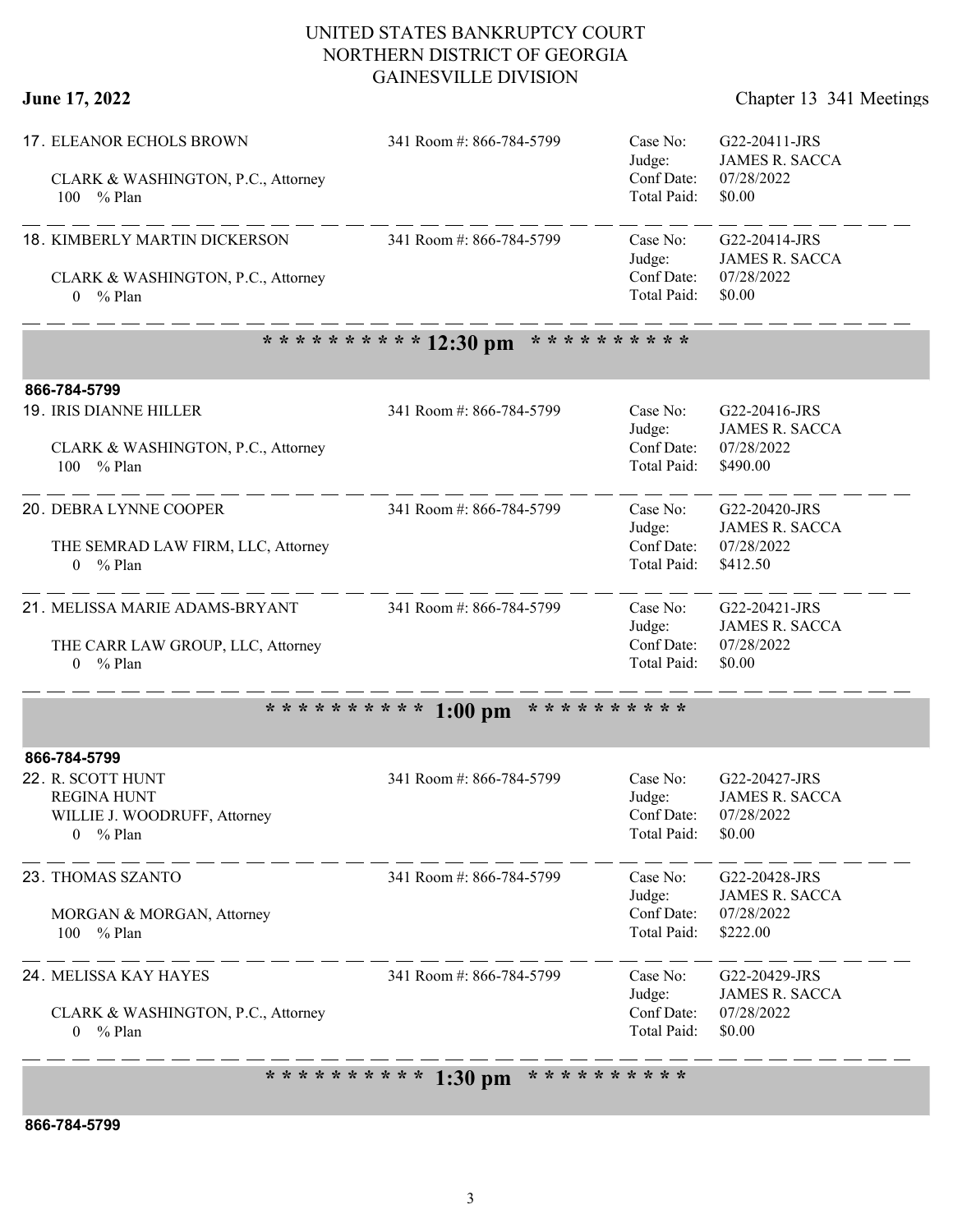# UNITED STATES BANKRUPTCY COURT
# NORTHERN DISTRICT OF GEORGIA
# GAINESVILLE DIVISION

**June 17, 2022** Chapter 13 341 Meetings

17. ELEANOR ECHOLS BROWN — 341 Room #: 866-784-5799
    CLARK & WASHINGTON, P.C., Attorney
    100 % Plan
    Case No: G22-20411-JRS
    Judge: JAMES R. SACCA
    Conf Date: 07/28/2022
    Total Paid: $0.00

18. KIMBERLY MARTIN DICKERSON — 341 Room #: 866-784-5799
    CLARK & WASHINGTON, P.C., Attorney
    0 % Plan
    Case No: G22-20414-JRS
    Judge: JAMES R. SACCA
    Conf Date: 07/28/2022
    Total Paid: $0.00

**\* \* \* \* \* \* \* \* \* \* 12:30 pm \* \* \* \* \* \* \* \* \* \***

**866-784-5799**

19. IRIS DIANNE HILLER — 341 Room #: 866-784-5799
    CLARK & WASHINGTON, P.C., Attorney
    100 % Plan
    Case No: G22-20416-JRS
    Judge: JAMES R. SACCA
    Conf Date: 07/28/2022
    Total Paid: $490.00

20. DEBRA LYNNE COOPER — 341 Room #: 866-784-5799
    THE SEMRAD LAW FIRM, LLC, Attorney
    0 % Plan
    Case No: G22-20420-JRS
    Judge: JAMES R. SACCA
    Conf Date: 07/28/2022
    Total Paid: $412.50

21. MELISSA MARIE ADAMS-BRYANT — 341 Room #: 866-784-5799
    THE CARR LAW GROUP, LLC, Attorney
    0 % Plan
    Case No: G22-20421-JRS
    Judge: JAMES R. SACCA
    Conf Date: 07/28/2022
    Total Paid: $0.00

**\* \* \* \* \* \* \* \* \* \* 1:00 pm \* \* \* \* \* \* \* \* \* \***

**866-784-5799**

22. R. SCOTT HUNT — 341 Room #: 866-784-5799
    REGINA HUNT
    WILLIE J. WOODRUFF, Attorney
    0 % Plan
    Case No: G22-20427-JRS
    Judge: JAMES R. SACCA
    Conf Date: 07/28/2022
    Total Paid: $0.00

23. THOMAS SZANTO — 341 Room #: 866-784-5799
    MORGAN & MORGAN, Attorney
    100 % Plan
    Case No: G22-20428-JRS
    Judge: JAMES R. SACCA
    Conf Date: 07/28/2022
    Total Paid: $222.00

24. MELISSA KAY HAYES — 341 Room #: 866-784-5799
    CLARK & WASHINGTON, P.C., Attorney
    0 % Plan
    Case No: G22-20429-JRS
    Judge: JAMES R. SACCA
    Conf Date: 07/28/2022
    Total Paid: $0.00

**\* \* \* \* \* \* \* \* \* \* 1:30 pm \* \* \* \* \* \* \* \* \* \***

**866-784-5799**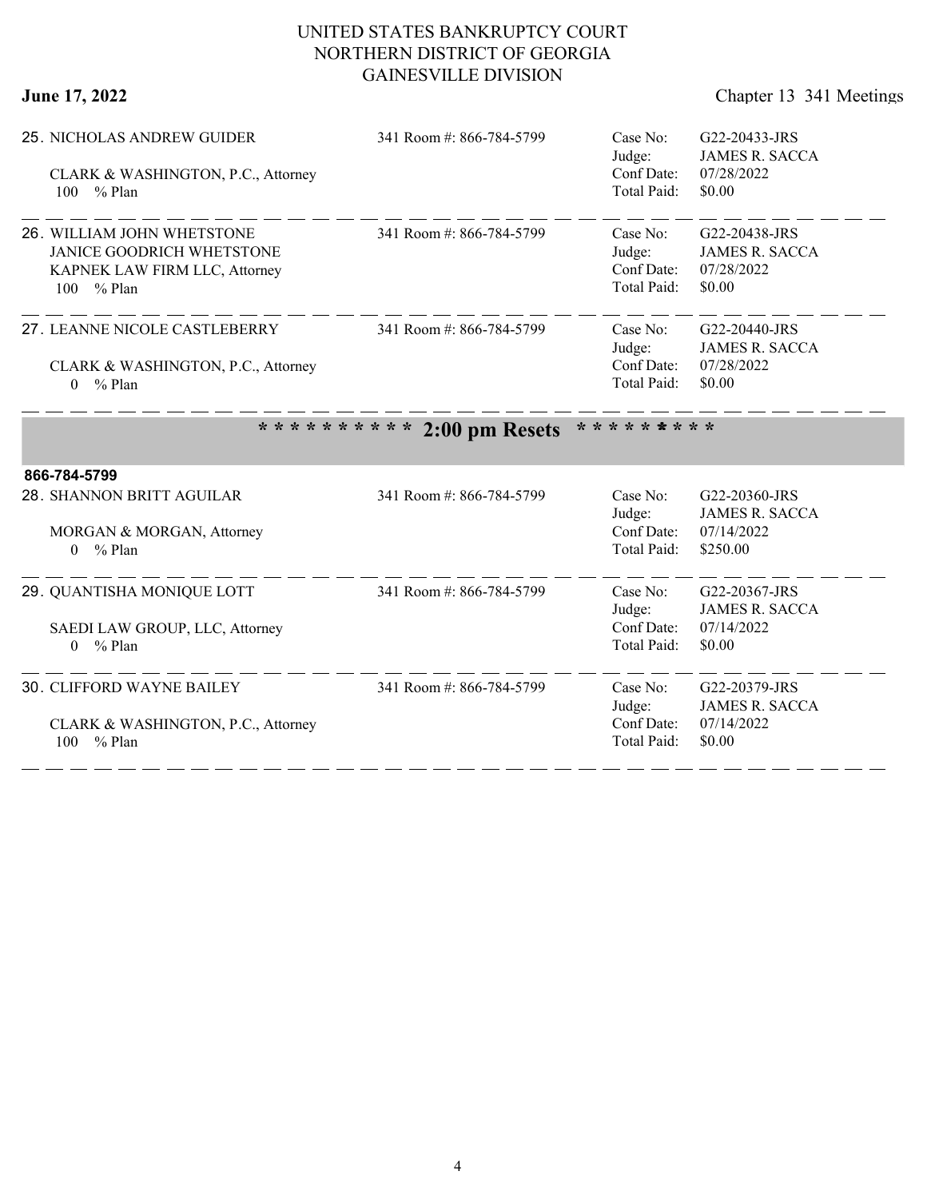UNITED STATES BANKRUPTCY COURT
NORTHERN DISTRICT OF GEORGIA
GAINESVILLE DIVISION

**June 17, 2022** Chapter 13 341 Meetings

25. NICHOLAS ANDREW GUIDER — 341 Room #: 866-784-5799
 CLARK & WASHINGTON, P.C., Attorney
 100 % Plan
 Case No: G22-20433-JRS
 Judge: JAMES R. SACCA
 Conf Date: 07/28/2022
 Total Paid: $0.00

26. WILLIAM JOHN WHETSTONE — 341 Room #: 866-784-5799
 JANICE GOODRICH WHETSTONE
 KAPNEK LAW FIRM LLC, Attorney
 100 % Plan
 Case No: G22-20438-JRS
 Judge: JAMES R. SACCA
 Conf Date: 07/28/2022
 Total Paid: $0.00

27. LEANNE NICOLE CASTLEBERRY — 341 Room #: 866-784-5799
 CLARK & WASHINGTON, P.C., Attorney
 0 % Plan
 Case No: G22-20440-JRS
 Judge: JAMES R. SACCA
 Conf Date: 07/28/2022
 Total Paid: $0.00

## * * * * * * * * * * 2:00 pm Resets * * * * * * * * * *

**866-784-5799**

28. SHANNON BRITT AGUILAR — 341 Room #: 866-784-5799
 MORGAN & MORGAN, Attorney
 0 % Plan
 Case No: G22-20360-JRS
 Judge: JAMES R. SACCA
 Conf Date: 07/14/2022
 Total Paid: $250.00

29. QUANTISHA MONIQUE LOTT — 341 Room #: 866-784-5799
 SAEDI LAW GROUP, LLC, Attorney
 0 % Plan
 Case No: G22-20367-JRS
 Judge: JAMES R. SACCA
 Conf Date: 07/14/2022
 Total Paid: $0.00

30. CLIFFORD WAYNE BAILEY — 341 Room #: 866-784-5799
 CLARK & WASHINGTON, P.C., Attorney
 100 % Plan
 Case No: G22-20379-JRS
 Judge: JAMES R. SACCA
 Conf Date: 07/14/2022
 Total Paid: $0.00